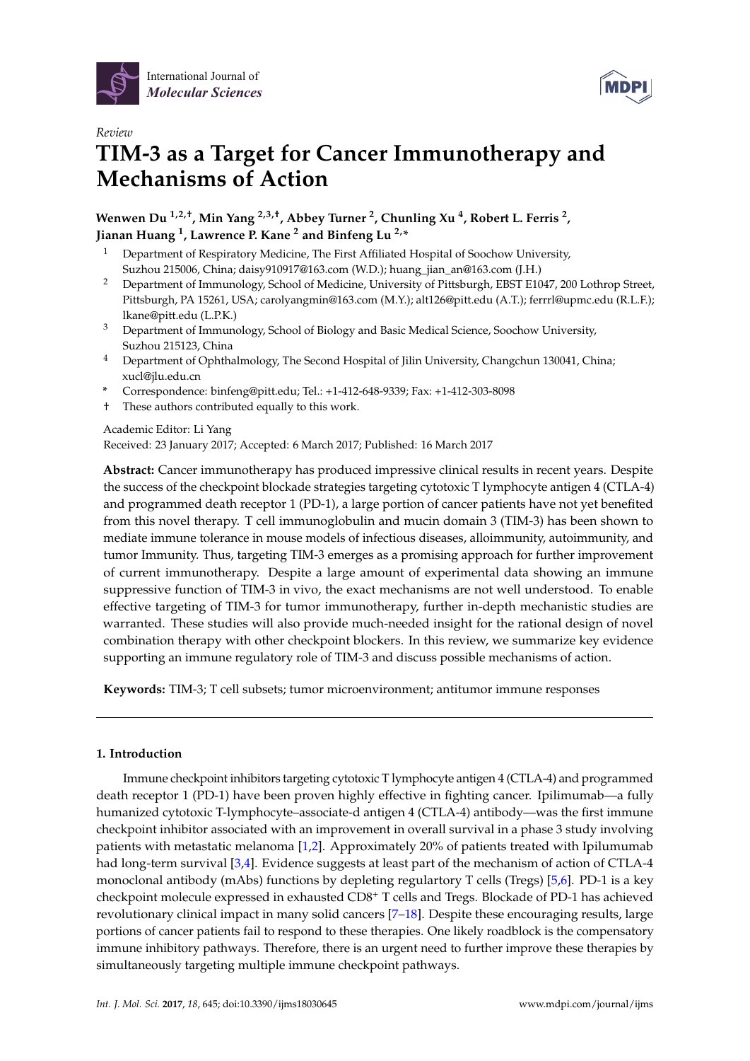*Review*

# TIM-3 as a Target for Cancer Immunotherapy and Mechanisms of Action

**Wenwen Du [1,2,†], Min Yang [2,3,†], Abbey Turner [2], Chunling Xu [4], Robert L. Ferris [2], Jianan Huang [1], Lawrence P. Kane [2] and Binfeng Lu [2,*]**

[1] Department of Respiratory Medicine, The First Affiliated Hospital of Soochow University, Suzhou 215006, China; daisy910917@163.com (W.D.); huang_jian_an@163.com (J.H.)

[2] Department of Immunology, School of Medicine, University of Pittsburgh, EBST E1047, 200 Lothrop Street, Pittsburgh, PA 15261, USA; carolyangmin@163.com (M.Y.); alt126@pitt.edu (A.T.); ferrrl@upmc.edu (R.L.F.); lkane@pitt.edu (L.P.K.)

[3] Department of Immunology, School of Biology and Basic Medical Science, Soochow University, Suzhou 215123, China

[4] Department of Ophthalmology, The Second Hospital of Jilin University, Changchun 130041, China; xucl@jlu.edu.cn

\* Correspondence: binfeng@pitt.edu; Tel.: +1-412-648-9339; Fax: +1-412-303-8098

† These authors contributed equally to this work.

Academic Editor: Li Yang

Received: 23 January 2017; Accepted: 6 March 2017; Published: 16 March 2017

**Abstract:** Cancer immunotherapy has produced impressive clinical results in recent years. Despite the success of the checkpoint blockade strategies targeting cytotoxic T lymphocyte antigen 4 (CTLA-4) and programmed death receptor 1 (PD-1), a large portion of cancer patients have not yet benefited from this novel therapy. T cell immunoglobulin and mucin domain 3 (TIM-3) has been shown to mediate immune tolerance in mouse models of infectious diseases, alloimmunity, autoimmunity, and tumor Immunity. Thus, targeting TIM-3 emerges as a promising approach for further improvement of current immunotherapy. Despite a large amount of experimental data showing an immune suppressive function of TIM-3 in vivo, the exact mechanisms are not well understood. To enable effective targeting of TIM-3 for tumor immunotherapy, further in-depth mechanistic studies are warranted. These studies will also provide much-needed insight for the rational design of novel combination therapy with other checkpoint blockers. In this review, we summarize key evidence supporting an immune regulatory role of TIM-3 and discuss possible mechanisms of action.

**Keywords:** TIM-3; T cell subsets; tumor microenvironment; antitumor immune responses

## 1. Introduction

Immune checkpoint inhibitors targeting cytotoxic T lymphocyte antigen 4 (CTLA-4) and programmed death receptor 1 (PD-1) have been proven highly effective in fighting cancer. Ipilimumab—a fully humanized cytotoxic T-lymphocyte–associate-d antigen 4 (CTLA-4) antibody—was the first immune checkpoint inhibitor associated with an improvement in overall survival in a phase 3 study involving patients with metastatic melanoma [1,2]. Approximately 20% of patients treated with Ipilumumab had long-term survival [3,4]. Evidence suggests at least part of the mechanism of action of CTLA-4 monoclonal antibody (mAbs) functions by depleting regulartory T cells (Tregs) [5,6]. PD-1 is a key checkpoint molecule expressed in exhausted $CD8^{+}$ T cells and Tregs. Blockade of PD-1 has achieved revolutionary clinical impact in many solid cancers [7–18]. Despite these encouraging results, large portions of cancer patients fail to respond to these therapies. One likely roadblock is the compensatory immune inhibitory pathways. Therefore, there is an urgent need to further improve these therapies by simultaneously targeting multiple immune checkpoint pathways.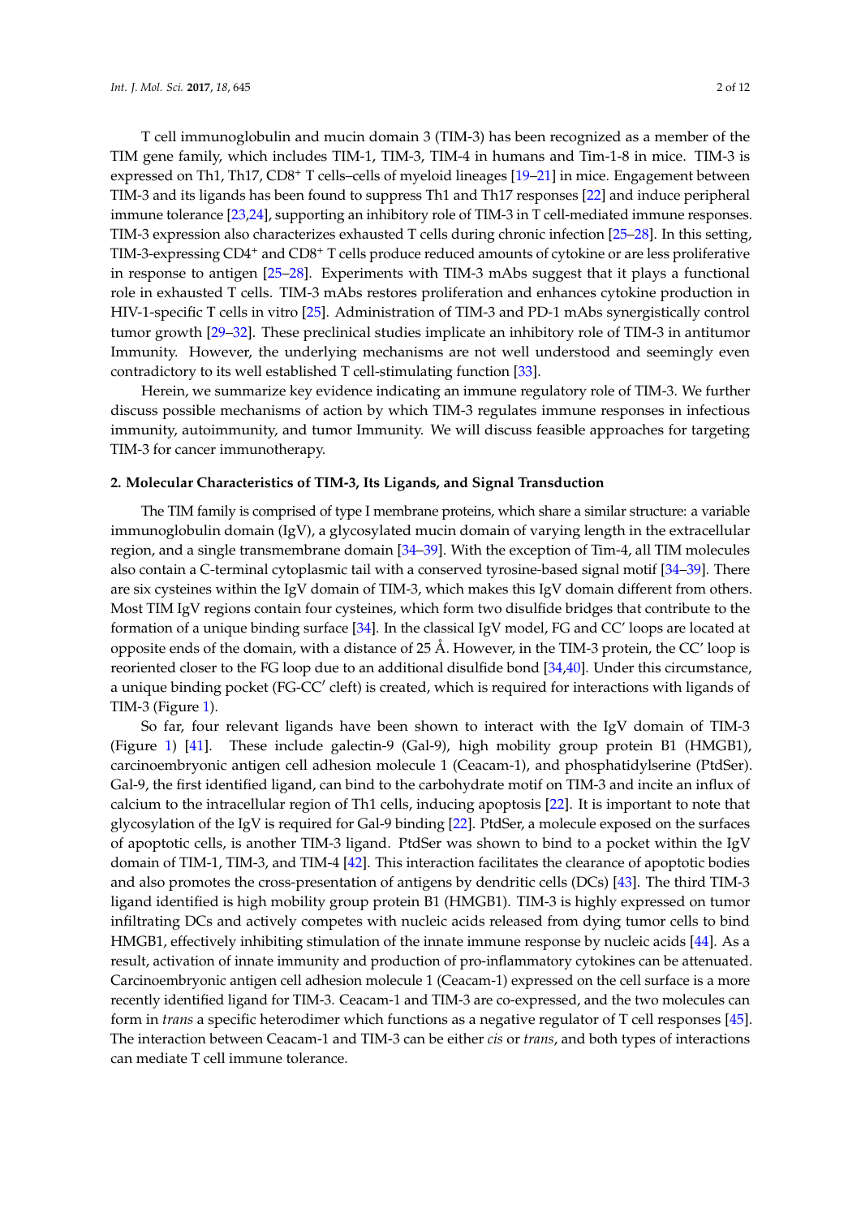T cell immunoglobulin and mucin domain 3 (TIM-3) has been recognized as a member of the TIM gene family, which includes TIM-1, TIM-3, TIM-4 in humans and Tim-1-8 in mice. TIM-3 is expressed on Th1, Th17, $CD8^+$ T cells–cells of myeloid lineages [19–21] in mice. Engagement between TIM-3 and its ligands has been found to suppress Th1 and Th17 responses [22] and induce peripheral immune tolerance [23,24], supporting an inhibitory role of TIM-3 in T cell-mediated immune responses. TIM-3 expression also characterizes exhausted T cells during chronic infection [25–28]. In this setting, TIM-3-expressing $CD4^+$ and $CD8^+$ T cells produce reduced amounts of cytokine or are less proliferative in response to antigen [25–28]. Experiments with TIM-3 mAbs suggest that it plays a functional role in exhausted T cells. TIM-3 mAbs restores proliferation and enhances cytokine production in HIV-1-specific T cells in vitro [25]. Administration of TIM-3 and PD-1 mAbs synergistically control tumor growth [29–32]. These preclinical studies implicate an inhibitory role of TIM-3 in antitumor Immunity. However, the underlying mechanisms are not well understood and seemingly even contradictory to its well established T cell-stimulating function [33].

Herein, we summarize key evidence indicating an immune regulatory role of TIM-3. We further discuss possible mechanisms of action by which TIM-3 regulates immune responses in infectious immunity, autoimmunity, and tumor Immunity. We will discuss feasible approaches for targeting TIM-3 for cancer immunotherapy.

## 2. Molecular Characteristics of TIM-3, Its Ligands, and Signal Transduction

The TIM family is comprised of type I membrane proteins, which share a similar structure: a variable immunoglobulin domain (IgV), a glycosylated mucin domain of varying length in the extracellular region, and a single transmembrane domain [34–39]. With the exception of Tim-4, all TIM molecules also contain a C-terminal cytoplasmic tail with a conserved tyrosine-based signal motif [34–39]. There are six cysteines within the IgV domain of TIM-3, which makes this IgV domain different from others. Most TIM IgV regions contain four cysteines, which form two disulfide bridges that contribute to the formation of a unique binding surface [34]. In the classical IgV model, FG and CC′ loops are located at opposite ends of the domain, with a distance of 25 Å. However, in the TIM-3 protein, the CC′ loop is reoriented closer to the FG loop due to an additional disulfide bond [34,40]. Under this circumstance, a unique binding pocket (FG-CC′ cleft) is created, which is required for interactions with ligands of TIM-3 (Figure 1).

So far, four relevant ligands have been shown to interact with the IgV domain of TIM-3 (Figure 1) [41]. These include galectin-9 (Gal-9), high mobility group protein B1 (HMGB1), carcinoembryonic antigen cell adhesion molecule 1 (Ceacam-1), and phosphatidylserine (PtdSer). Gal-9, the first identified ligand, can bind to the carbohydrate motif on TIM-3 and incite an influx of calcium to the intracellular region of Th1 cells, inducing apoptosis [22]. It is important to note that glycosylation of the IgV is required for Gal-9 binding [22]. PtdSer, a molecule exposed on the surfaces of apoptotic cells, is another TIM-3 ligand. PtdSer was shown to bind to a pocket within the IgV domain of TIM-1, TIM-3, and TIM-4 [42]. This interaction facilitates the clearance of apoptotic bodies and also promotes the cross-presentation of antigens by dendritic cells (DCs) [43]. The third TIM-3 ligand identified is high mobility group protein B1 (HMGB1). TIM-3 is highly expressed on tumor infiltrating DCs and actively competes with nucleic acids released from dying tumor cells to bind HMGB1, effectively inhibiting stimulation of the innate immune response by nucleic acids [44]. As a result, activation of innate immunity and production of pro-inflammatory cytokines can be attenuated. Carcinoembryonic antigen cell adhesion molecule 1 (Ceacam-1) expressed on the cell surface is a more recently identified ligand for TIM-3. Ceacam-1 and TIM-3 are co-expressed, and the two molecules can form in *trans* a specific heterodimer which functions as a negative regulator of T cell responses [45]. The interaction between Ceacam-1 and TIM-3 can be either *cis* or *trans*, and both types of interactions can mediate T cell immune tolerance.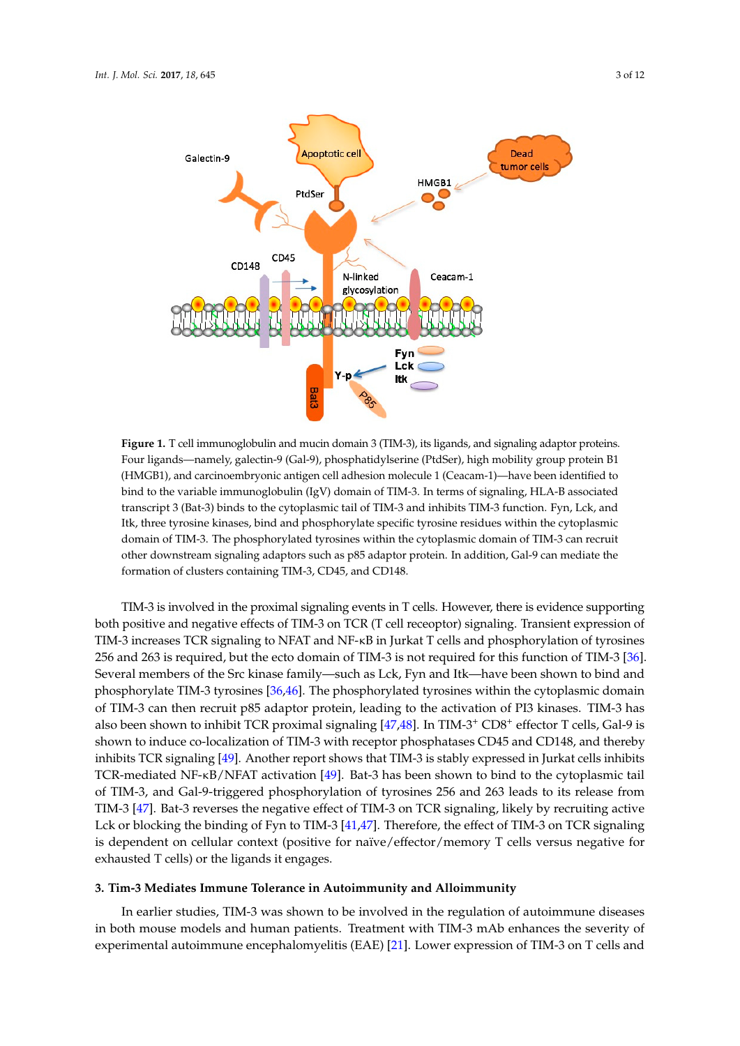**Figure 1.** T cell immunoglobulin and mucin domain 3 (TIM-3), its ligands, and signaling adaptor proteins. Four ligands—namely, galectin-9 (Gal-9), phosphatidylserine (PtdSer), high mobility group protein B1 (HMGB1), and carcinoembryonic antigen cell adhesion molecule 1 (Ceacam-1)—have been identified to bind to the variable immunoglobulin (IgV) domain of TIM-3. In terms of signaling, HLA-B associated transcript 3 (Bat-3) binds to the cytoplasmic tail of TIM-3 and inhibits TIM-3 function. Fyn, Lck, and Itk, three tyrosine kinases, bind and phosphorylate specific tyrosine residues within the cytoplasmic domain of TIM-3. The phosphorylated tyrosines within the cytoplasmic domain of TIM-3 can recruit other downstream signaling adaptors such as p85 adaptor protein. In addition, Gal-9 can mediate the formation of clusters containing TIM-3, CD45, and CD148.

TIM-3 is involved in the proximal signaling events in T cells. However, there is evidence supporting both positive and negative effects of TIM-3 on TCR (T cell receoptor) signaling. Transient expression of TIM-3 increases TCR signaling to NFAT and NF-κB in Jurkat T cells and phosphorylation of tyrosines 256 and 263 is required, but the ecto domain of TIM-3 is not required for this function of TIM-3 [36]. Several members of the Src kinase family—such as Lck, Fyn and Itk—have been shown to bind and phosphorylate TIM-3 tyrosines [36,46]. The phosphorylated tyrosines within the cytoplasmic domain of TIM-3 can then recruit p85 adaptor protein, leading to the activation of PI3 kinases. TIM-3 has also been shown to inhibit TCR proximal signaling [47,48]. In TIM-3$^{+}$ CD8$^{+}$ effector T cells, Gal-9 is shown to induce co-localization of TIM-3 with receptor phosphatases CD45 and CD148, and thereby inhibits TCR signaling [49]. Another report shows that TIM-3 is stably expressed in Jurkat cells inhibits TCR-mediated NF-κB/NFAT activation [49]. Bat-3 has been shown to bind to the cytoplasmic tail of TIM-3, and Gal-9-triggered phosphorylation of tyrosines 256 and 263 leads to its release from TIM-3 [47]. Bat-3 reverses the negative effect of TIM-3 on TCR signaling, likely by recruiting active Lck or blocking the binding of Fyn to TIM-3 [41,47]. Therefore, the effect of TIM-3 on TCR signaling is dependent on cellular context (positive for naïve/effector/memory T cells versus negative for exhausted T cells) or the ligands it engages.

## 3. Tim-3 Mediates Immune Tolerance in Autoimmunity and Alloimmunity

In earlier studies, TIM-3 was shown to be involved in the regulation of autoimmune diseases in both mouse models and human patients. Treatment with TIM-3 mAb enhances the severity of experimental autoimmune encephalomyelitis (EAE) [21]. Lower expression of TIM-3 on T cells and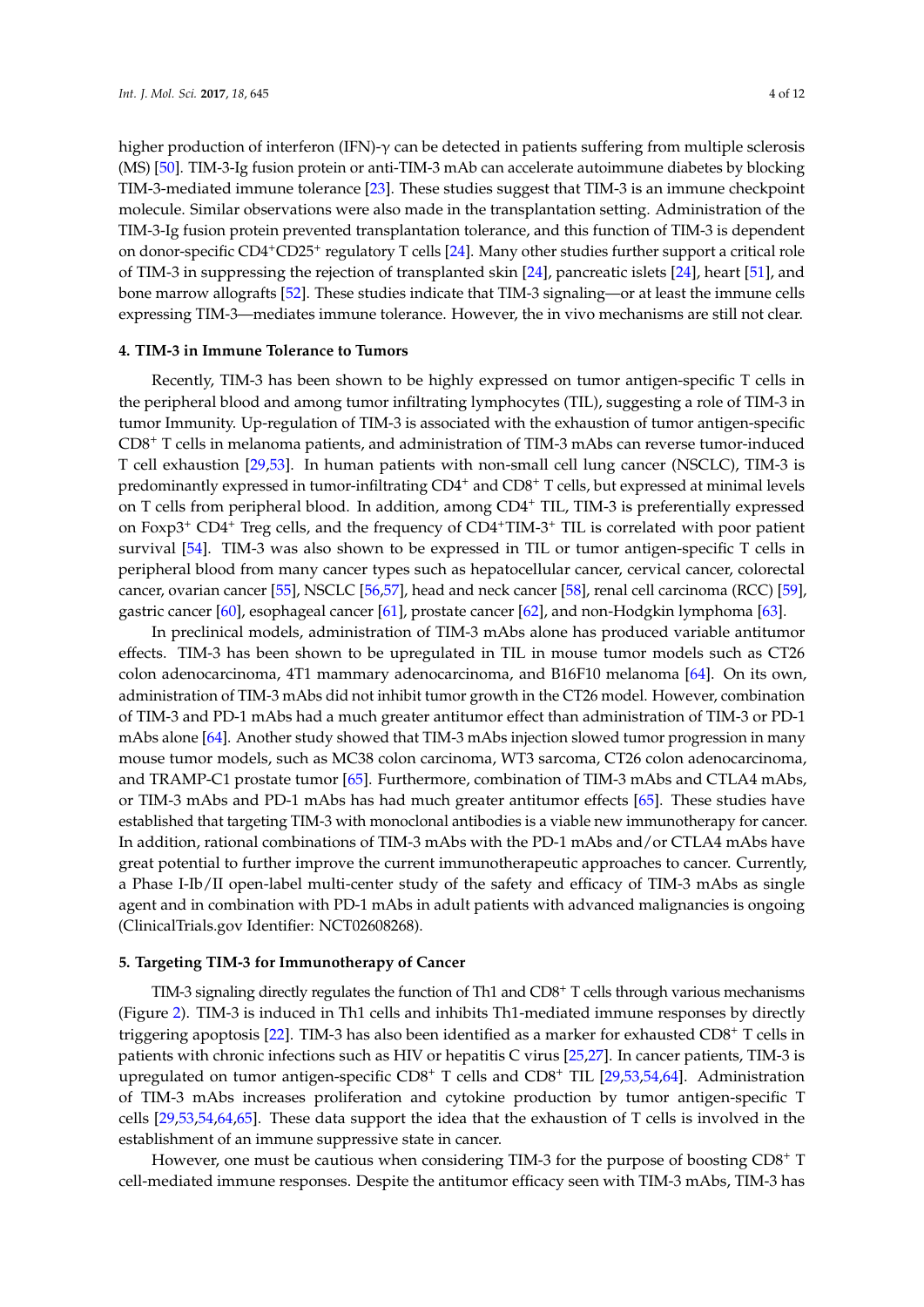higher production of interferon (IFN)-γ can be detected in patients suffering from multiple sclerosis (MS) [50]. TIM-3-Ig fusion protein or anti-TIM-3 mAb can accelerate autoimmune diabetes by blocking TIM-3-mediated immune tolerance [23]. These studies suggest that TIM-3 is an immune checkpoint molecule. Similar observations were also made in the transplantation setting. Administration of the TIM-3-Ig fusion protein prevented transplantation tolerance, and this function of TIM-3 is dependent on donor-specific $CD4^{+}CD25^{+}$ regulatory T cells [24]. Many other studies further support a critical role of TIM-3 in suppressing the rejection of transplanted skin [24], pancreatic islets [24], heart [51], and bone marrow allografts [52]. These studies indicate that TIM-3 signaling—or at least the immune cells expressing TIM-3—mediates immune tolerance. However, the in vivo mechanisms are still not clear.

## 4. TIM-3 in Immune Tolerance to Tumors

Recently, TIM-3 has been shown to be highly expressed on tumor antigen-specific T cells in the peripheral blood and among tumor infiltrating lymphocytes (TIL), suggesting a role of TIM-3 in tumor Immunity. Up-regulation of TIM-3 is associated with the exhaustion of tumor antigen-specific $CD8^{+}$ T cells in melanoma patients, and administration of TIM-3 mAbs can reverse tumor-induced T cell exhaustion [29,53]. In human patients with non-small cell lung cancer (NSCLC), TIM-3 is predominantly expressed in tumor-infiltrating $CD4^{+}$ and $CD8^{+}$ T cells, but expressed at minimal levels on T cells from peripheral blood. In addition, among $CD4^{+}$ TIL, TIM-3 is preferentially expressed on $Foxp3^{+}$ $CD4^{+}$ Treg cells, and the frequency of $CD4^{+}TIM\text{-}3^{+}$ TIL is correlated with poor patient survival [54]. TIM-3 was also shown to be expressed in TIL or tumor antigen-specific T cells in peripheral blood from many cancer types such as hepatocellular cancer, cervical cancer, colorectal cancer, ovarian cancer [55], NSCLC [56,57], head and neck cancer [58], renal cell carcinoma (RCC) [59], gastric cancer [60], esophageal cancer [61], prostate cancer [62], and non-Hodgkin lymphoma [63].

In preclinical models, administration of TIM-3 mAbs alone has produced variable antitumor effects. TIM-3 has been shown to be upregulated in TIL in mouse tumor models such as CT26 colon adenocarcinoma, 4T1 mammary adenocarcinoma, and B16F10 melanoma [64]. On its own, administration of TIM-3 mAbs did not inhibit tumor growth in the CT26 model. However, combination of TIM-3 and PD-1 mAbs had a much greater antitumor effect than administration of TIM-3 or PD-1 mAbs alone [64]. Another study showed that TIM-3 mAbs injection slowed tumor progression in many mouse tumor models, such as MC38 colon carcinoma, WT3 sarcoma, CT26 colon adenocarcinoma, and TRAMP-C1 prostate tumor [65]. Furthermore, combination of TIM-3 mAbs and CTLA4 mAbs, or TIM-3 mAbs and PD-1 mAbs has had much greater antitumor effects [65]. These studies have established that targeting TIM-3 with monoclonal antibodies is a viable new immunotherapy for cancer. In addition, rational combinations of TIM-3 mAbs with the PD-1 mAbs and/or CTLA4 mAbs have great potential to further improve the current immunotherapeutic approaches to cancer. Currently, a Phase I-Ib/II open-label multi-center study of the safety and efficacy of TIM-3 mAbs as single agent and in combination with PD-1 mAbs in adult patients with advanced malignancies is ongoing (ClinicalTrials.gov Identifier: NCT02608268).

## 5. Targeting TIM-3 for Immunotherapy of Cancer

TIM-3 signaling directly regulates the function of Th1 and $CD8^{+}$ T cells through various mechanisms (Figure 2). TIM-3 is induced in Th1 cells and inhibits Th1-mediated immune responses by directly triggering apoptosis [22]. TIM-3 has also been identified as a marker for exhausted $CD8^{+}$ T cells in patients with chronic infections such as HIV or hepatitis C virus [25,27]. In cancer patients, TIM-3 is upregulated on tumor antigen-specific $CD8^{+}$ T cells and $CD8^{+}$ TIL [29,53,54,64]. Administration of TIM-3 mAbs increases proliferation and cytokine production by tumor antigen-specific T cells [29,53,54,64,65]. These data support the idea that the exhaustion of T cells is involved in the establishment of an immune suppressive state in cancer.

However, one must be cautious when considering TIM-3 for the purpose of boosting $CD8^{+}$ T cell-mediated immune responses. Despite the antitumor efficacy seen with TIM-3 mAbs, TIM-3 has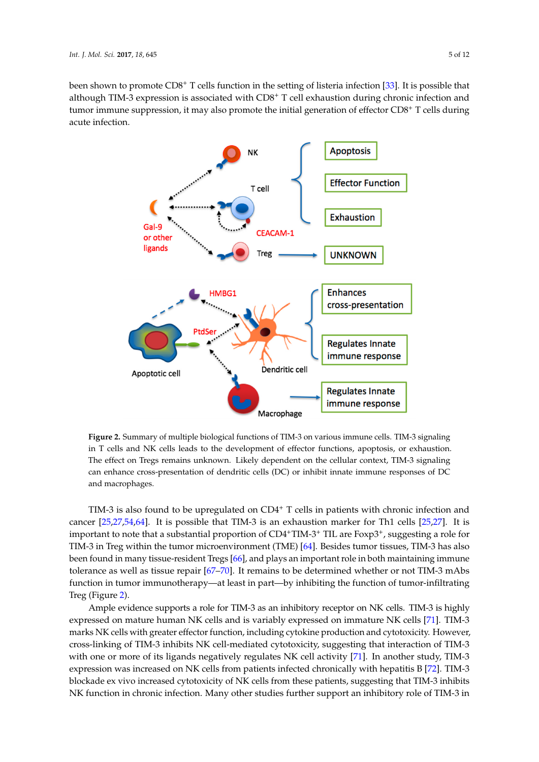been shown to promote $CD8^+$ T cells function in the setting of listeria infection [33]. It is possible that although TIM-3 expression is associated with $CD8^+$ T cell exhaustion during chronic infection and tumor immune suppression, it may also promote the initial generation of effector $CD8^+$ T cells during acute infection.

**Figure 2.** Summary of multiple biological functions of TIM-3 on various immune cells. TIM-3 signaling in T cells and NK cells leads to the development of effector functions, apoptosis, or exhaustion. The effect on Tregs remains unknown. Likely dependent on the cellular context, TIM-3 signaling can enhance cross-presentation of dendritic cells (DC) or inhibit innate immune responses of DC and macrophages.

TIM-3 is also found to be upregulated on $CD4^+$ T cells in patients with chronic infection and cancer [25,27,54,64]. It is possible that TIM-3 is an exhaustion marker for Th1 cells [25,27]. It is important to note that a substantial proportion of $CD4^+TIM\text{-}3^+$ TIL are $Foxp3^+$, suggesting a role for TIM-3 in Treg within the tumor microenvironment (TME) [64]. Besides tumor tissues, TIM-3 has also been found in many tissue-resident Tregs [66], and plays an important role in both maintaining immune tolerance as well as tissue repair [67–70]. It remains to be determined whether or not TIM-3 mAbs function in tumor immunotherapy—at least in part—by inhibiting the function of tumor-infiltrating Treg (Figure 2).

Ample evidence supports a role for TIM-3 as an inhibitory receptor on NK cells. TIM-3 is highly expressed on mature human NK cells and is variably expressed on immature NK cells [71]. TIM-3 marks NK cells with greater effector function, including cytokine production and cytotoxicity. However, cross-linking of TIM-3 inhibits NK cell-mediated cytotoxicity, suggesting that interaction of TIM-3 with one or more of its ligands negatively regulates NK cell activity [71]. In another study, TIM-3 expression was increased on NK cells from patients infected chronically with hepatitis B [72]. TIM-3 blockade ex vivo increased cytotoxicity of NK cells from these patients, suggesting that TIM-3 inhibits NK function in chronic infection. Many other studies further support an inhibitory role of TIM-3 in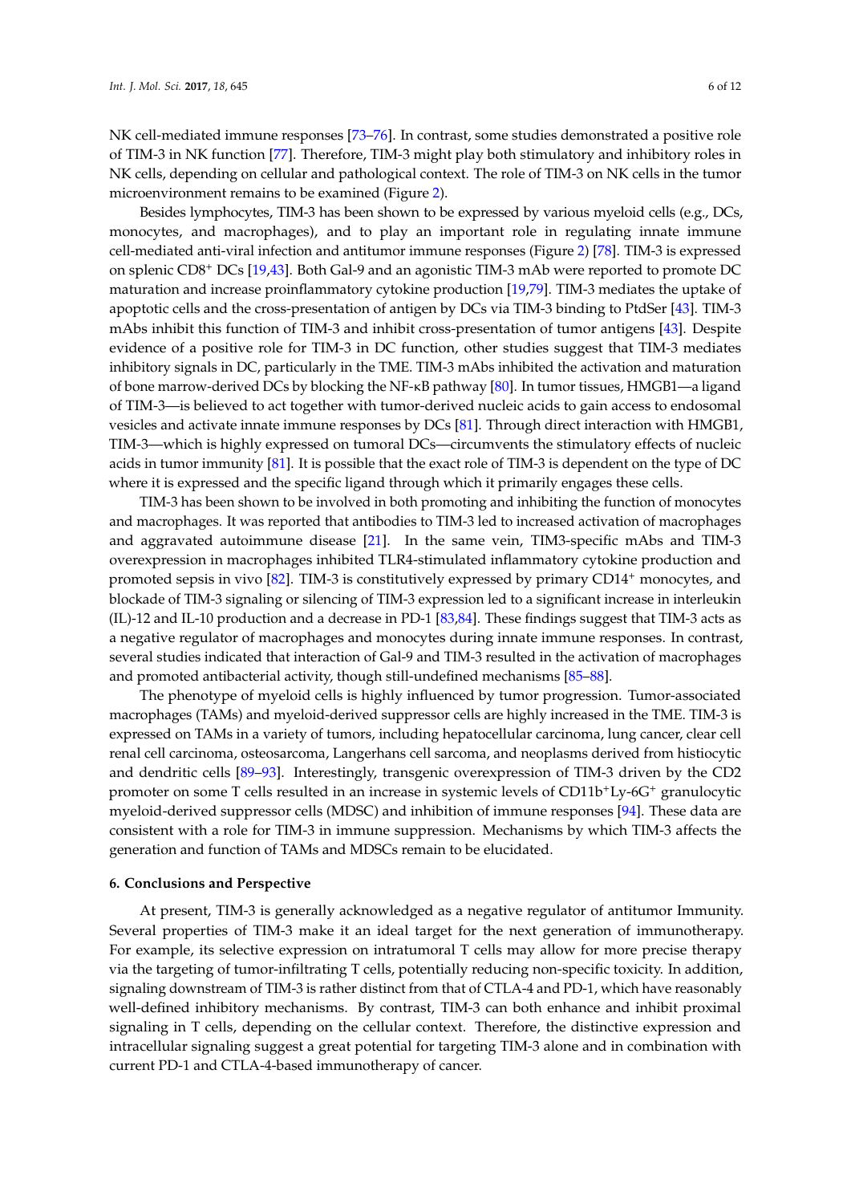NK cell-mediated immune responses [73–76]. In contrast, some studies demonstrated a positive role of TIM-3 in NK function [77]. Therefore, TIM-3 might play both stimulatory and inhibitory roles in NK cells, depending on cellular and pathological context. The role of TIM-3 on NK cells in the tumor microenvironment remains to be examined (Figure 2).

Besides lymphocytes, TIM-3 has been shown to be expressed by various myeloid cells (e.g., DCs, monocytes, and macrophages), and to play an important role in regulating innate immune cell-mediated anti-viral infection and antitumor immune responses (Figure 2) [78]. TIM-3 is expressed on splenic $CD8^+$ DCs [19,43]. Both Gal-9 and an agonistic TIM-3 mAb were reported to promote DC maturation and increase proinflammatory cytokine production [19,79]. TIM-3 mediates the uptake of apoptotic cells and the cross-presentation of antigen by DCs via TIM-3 binding to PtdSer [43]. TIM-3 mAbs inhibit this function of TIM-3 and inhibit cross-presentation of tumor antigens [43]. Despite evidence of a positive role for TIM-3 in DC function, other studies suggest that TIM-3 mediates inhibitory signals in DC, particularly in the TME. TIM-3 mAbs inhibited the activation and maturation of bone marrow-derived DCs by blocking the NF-κB pathway [80]. In tumor tissues, HMGB1—a ligand of TIM-3—is believed to act together with tumor-derived nucleic acids to gain access to endosomal vesicles and activate innate immune responses by DCs [81]. Through direct interaction with HMGB1, TIM-3—which is highly expressed on tumoral DCs—circumvents the stimulatory effects of nucleic acids in tumor immunity [81]. It is possible that the exact role of TIM-3 is dependent on the type of DC where it is expressed and the specific ligand through which it primarily engages these cells.

TIM-3 has been shown to be involved in both promoting and inhibiting the function of monocytes and macrophages. It was reported that antibodies to TIM-3 led to increased activation of macrophages and aggravated autoimmune disease [21]. In the same vein, TIM3-specific mAbs and TIM-3 overexpression in macrophages inhibited TLR4-stimulated inflammatory cytokine production and promoted sepsis in vivo [82]. TIM-3 is constitutively expressed by primary $CD14^+$ monocytes, and blockade of TIM-3 signaling or silencing of TIM-3 expression led to a significant increase in interleukin (IL)-12 and IL-10 production and a decrease in PD-1 [83,84]. These findings suggest that TIM-3 acts as a negative regulator of macrophages and monocytes during innate immune responses. In contrast, several studies indicated that interaction of Gal-9 and TIM-3 resulted in the activation of macrophages and promoted antibacterial activity, though still-undefined mechanisms [85–88].

The phenotype of myeloid cells is highly influenced by tumor progression. Tumor-associated macrophages (TAMs) and myeloid-derived suppressor cells are highly increased in the TME. TIM-3 is expressed on TAMs in a variety of tumors, including hepatocellular carcinoma, lung cancer, clear cell renal cell carcinoma, osteosarcoma, Langerhans cell sarcoma, and neoplasms derived from histiocytic and dendritic cells [89–93]. Interestingly, transgenic overexpression of TIM-3 driven by the CD2 promoter on some T cells resulted in an increase in systemic levels of $CD11b^+Ly\text{-}6G^+$ granulocytic myeloid-derived suppressor cells (MDSC) and inhibition of immune responses [94]. These data are consistent with a role for TIM-3 in immune suppression. Mechanisms by which TIM-3 affects the generation and function of TAMs and MDSCs remain to be elucidated.

## 6. Conclusions and Perspective

At present, TIM-3 is generally acknowledged as a negative regulator of antitumor Immunity. Several properties of TIM-3 make it an ideal target for the next generation of immunotherapy. For example, its selective expression on intratumoral T cells may allow for more precise therapy via the targeting of tumor-infiltrating T cells, potentially reducing non-specific toxicity. In addition, signaling downstream of TIM-3 is rather distinct from that of CTLA-4 and PD-1, which have reasonably well-defined inhibitory mechanisms. By contrast, TIM-3 can both enhance and inhibit proximal signaling in T cells, depending on the cellular context. Therefore, the distinctive expression and intracellular signaling suggest a great potential for targeting TIM-3 alone and in combination with current PD-1 and CTLA-4-based immunotherapy of cancer.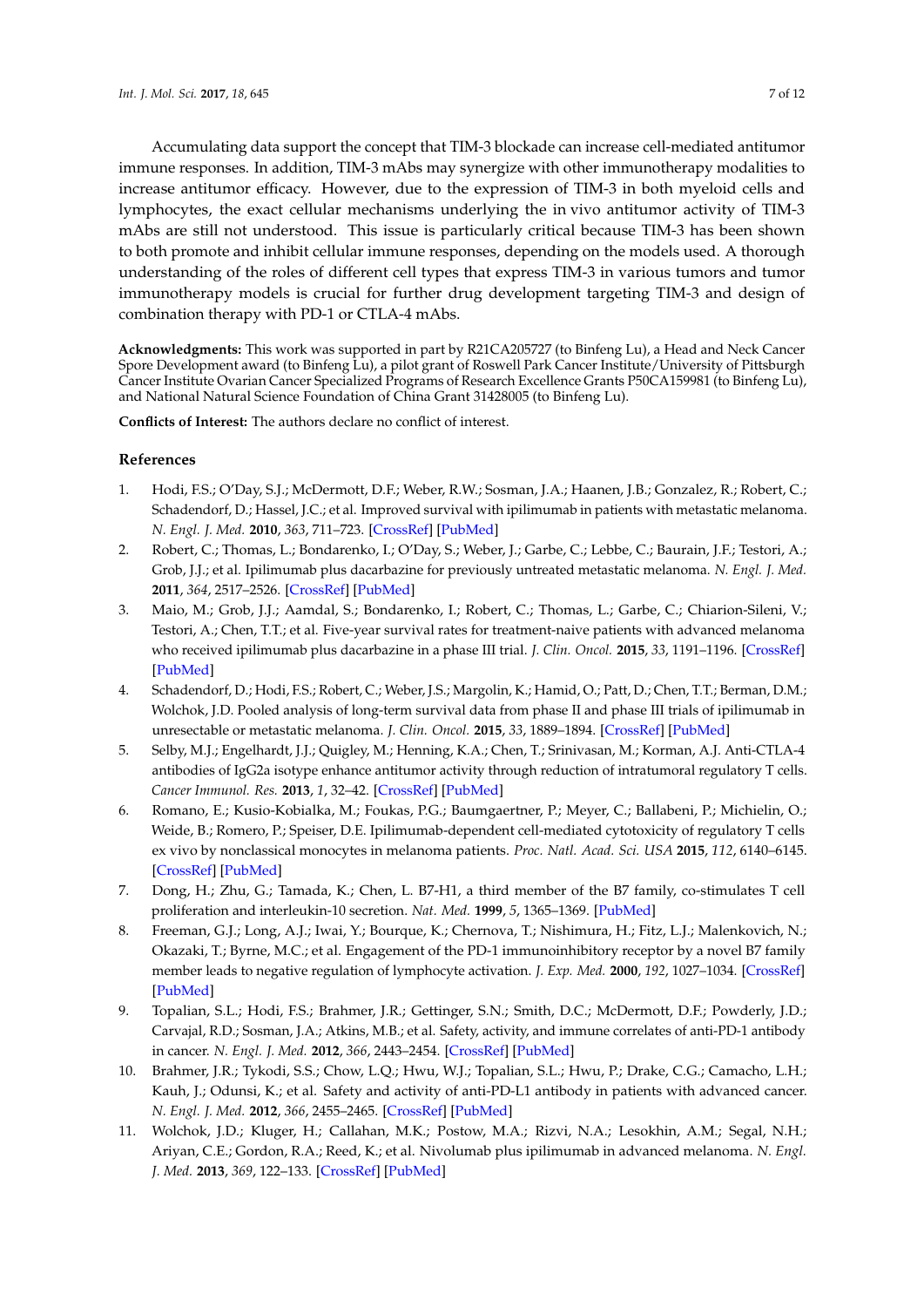Accumulating data support the concept that TIM-3 blockade can increase cell-mediated antitumor immune responses. In addition, TIM-3 mAbs may synergize with other immunotherapy modalities to increase antitumor efficacy. However, due to the expression of TIM-3 in both myeloid cells and lymphocytes, the exact cellular mechanisms underlying the in vivo antitumor activity of TIM-3 mAbs are still not understood. This issue is particularly critical because TIM-3 has been shown to both promote and inhibit cellular immune responses, depending on the models used. A thorough understanding of the roles of different cell types that express TIM-3 in various tumors and tumor immunotherapy models is crucial for further drug development targeting TIM-3 and design of combination therapy with PD-1 or CTLA-4 mAbs.

**Acknowledgments:** This work was supported in part by R21CA205727 (to Binfeng Lu), a Head and Neck Cancer Spore Development award (to Binfeng Lu), a pilot grant of Roswell Park Cancer Institute/University of Pittsburgh Cancer Institute Ovarian Cancer Specialized Programs of Research Excellence Grants P50CA159981 (to Binfeng Lu), and National Natural Science Foundation of China Grant 31428005 (to Binfeng Lu).

**Conflicts of Interest:** The authors declare no conflict of interest.

## References

1. Hodi, F.S.; O'Day, S.J.; McDermott, D.F.; Weber, R.W.; Sosman, J.A.; Haanen, J.B.; Gonzalez, R.; Robert, C.; Schadendorf, D.; Hassel, J.C.; et al. Improved survival with ipilimumab in patients with metastatic melanoma. *N. Engl. J. Med.* **2010**, *363*, 711–723. [CrossRef] [PubMed]
2. Robert, C.; Thomas, L.; Bondarenko, I.; O'Day, S.; Weber, J.; Garbe, C.; Lebbe, C.; Baurain, J.F.; Testori, A.; Grob, J.J.; et al. Ipilimumab plus dacarbazine for previously untreated metastatic melanoma. *N. Engl. J. Med.* **2011**, *364*, 2517–2526. [CrossRef] [PubMed]
3. Maio, M.; Grob, J.J.; Aamdal, S.; Bondarenko, I.; Robert, C.; Thomas, L.; Garbe, C.; Chiarion-Sileni, V.; Testori, A.; Chen, T.T.; et al. Five-year survival rates for treatment-naive patients with advanced melanoma who received ipilimumab plus dacarbazine in a phase III trial. *J. Clin. Oncol.* **2015**, *33*, 1191–1196. [CrossRef] [PubMed]
4. Schadendorf, D.; Hodi, F.S.; Robert, C.; Weber, J.S.; Margolin, K.; Hamid, O.; Patt, D.; Chen, T.T.; Berman, D.M.; Wolchok, J.D. Pooled analysis of long-term survival data from phase II and phase III trials of ipilimumab in unresectable or metastatic melanoma. *J. Clin. Oncol.* **2015**, *33*, 1889–1894. [CrossRef] [PubMed]
5. Selby, M.J.; Engelhardt, J.J.; Quigley, M.; Henning, K.A.; Chen, T.; Srinivasan, M.; Korman, A.J. Anti-CTLA-4 antibodies of IgG2a isotype enhance antitumor activity through reduction of intratumoral regulatory T cells. *Cancer Immunol. Res.* **2013**, *1*, 32–42. [CrossRef] [PubMed]
6. Romano, E.; Kusio-Kobialka, M.; Foukas, P.G.; Baumgaertner, P.; Meyer, C.; Ballabeni, P.; Michielin, O.; Weide, B.; Romero, P.; Speiser, D.E. Ipilimumab-dependent cell-mediated cytotoxicity of regulatory T cells ex vivo by nonclassical monocytes in melanoma patients. *Proc. Natl. Acad. Sci. USA* **2015**, *112*, 6140–6145. [CrossRef] [PubMed]
7. Dong, H.; Zhu, G.; Tamada, K.; Chen, L. B7-H1, a third member of the B7 family, co-stimulates T cell proliferation and interleukin-10 secretion. *Nat. Med.* **1999**, *5*, 1365–1369. [PubMed]
8. Freeman, G.J.; Long, A.J.; Iwai, Y.; Bourque, K.; Chernova, T.; Nishimura, H.; Fitz, L.J.; Malenkovich, N.; Okazaki, T.; Byrne, M.C.; et al. Engagement of the PD-1 immunoinhibitory receptor by a novel B7 family member leads to negative regulation of lymphocyte activation. *J. Exp. Med.* **2000**, *192*, 1027–1034. [CrossRef] [PubMed]
9. Topalian, S.L.; Hodi, F.S.; Brahmer, J.R.; Gettinger, S.N.; Smith, D.C.; McDermott, D.F.; Powderly, J.D.; Carvajal, R.D.; Sosman, J.A.; Atkins, M.B.; et al. Safety, activity, and immune correlates of anti-PD-1 antibody in cancer. *N. Engl. J. Med.* **2012**, *366*, 2443–2454. [CrossRef] [PubMed]
10. Brahmer, J.R.; Tykodi, S.S.; Chow, L.Q.; Hwu, W.J.; Topalian, S.L.; Hwu, P.; Drake, C.G.; Camacho, L.H.; Kauh, J.; Odunsi, K.; et al. Safety and activity of anti-PD-L1 antibody in patients with advanced cancer. *N. Engl. J. Med.* **2012**, *366*, 2455–2465. [CrossRef] [PubMed]
11. Wolchok, J.D.; Kluger, H.; Callahan, M.K.; Postow, M.A.; Rizvi, N.A.; Lesokhin, A.M.; Segal, N.H.; Ariyan, C.E.; Gordon, R.A.; Reed, K.; et al. Nivolumab plus ipilimumab in advanced melanoma. *N. Engl. J. Med.* **2013**, *369*, 122–133. [CrossRef] [PubMed]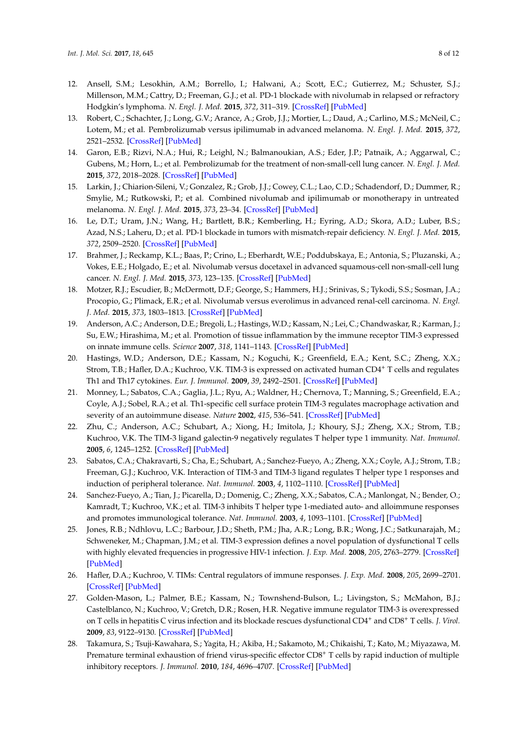12. Ansell, S.M.; Lesokhin, A.M.; Borrello, I.; Halwani, A.; Scott, E.C.; Gutierrez, M.; Schuster, S.J.; Millenson, M.M.; Cattry, D.; Freeman, G.J.; et al. PD-1 blockade with nivolumab in relapsed or refractory Hodgkin's lymphoma. *N. Engl. J. Med.* **2015**, *372*, 311–319. [CrossRef] [PubMed]
13. Robert, C.; Schachter, J.; Long, G.V.; Arance, A.; Grob, J.J.; Mortier, L.; Daud, A.; Carlino, M.S.; McNeil, C.; Lotem, M.; et al. Pembrolizumab versus ipilimumab in advanced melanoma. *N. Engl. J. Med.* **2015**, *372*, 2521–2532. [CrossRef] [PubMed]
14. Garon, E.B.; Rizvi, N.A.; Hui, R.; Leighl, N.; Balmanoukian, A.S.; Eder, J.P.; Patnaik, A.; Aggarwal, C.; Gubens, M.; Horn, L.; et al. Pembrolizumab for the treatment of non-small-cell lung cancer. *N. Engl. J. Med.* **2015**, *372*, 2018–2028. [CrossRef] [PubMed]
15. Larkin, J.; Chiarion-Sileni, V.; Gonzalez, R.; Grob, J.J.; Cowey, C.L.; Lao, C.D.; Schadendorf, D.; Dummer, R.; Smylie, M.; Rutkowski, P.; et al. Combined nivolumab and ipilimumab or monotherapy in untreated melanoma. *N. Engl. J. Med.* **2015**, *373*, 23–34. [CrossRef] [PubMed]
16. Le, D.T.; Uram, J.N.; Wang, H.; Bartlett, B.R.; Kemberling, H.; Eyring, A.D.; Skora, A.D.; Luber, B.S.; Azad, N.S.; Laheru, D.; et al. PD-1 blockade in tumors with mismatch-repair deficiency. *N. Engl. J. Med.* **2015**, *372*, 2509–2520. [CrossRef] [PubMed]
17. Brahmer, J.; Reckamp, K.L.; Baas, P.; Crino, L.; Eberhardt, W.E.; Poddubskaya, E.; Antonia, S.; Pluzanski, A.; Vokes, E.E.; Holgado, E.; et al. Nivolumab versus docetaxel in advanced squamous-cell non-small-cell lung cancer. *N. Engl. J. Med.* **2015**, *373*, 123–135. [CrossRef] [PubMed]
18. Motzer, R.J.; Escudier, B.; McDermott, D.F.; George, S.; Hammers, H.J.; Srinivas, S.; Tykodi, S.S.; Sosman, J.A.; Procopio, G.; Plimack, E.R.; et al. Nivolumab versus everolimus in advanced renal-cell carcinoma. *N. Engl. J. Med.* **2015**, *373*, 1803–1813. [CrossRef] [PubMed]
19. Anderson, A.C.; Anderson, D.E.; Bregoli, L.; Hastings, W.D.; Kassam, N.; Lei, C.; Chandwaskar, R.; Karman, J.; Su, E.W.; Hirashima, M.; et al. Promotion of tissue inflammation by the immune receptor TIM-3 expressed on innate immune cells. *Science* **2007**, *318*, 1141–1143. [CrossRef] [PubMed]
20. Hastings, W.D.; Anderson, D.E.; Kassam, N.; Koguchi, K.; Greenfield, E.A.; Kent, S.C.; Zheng, X.X.; Strom, T.B.; Hafler, D.A.; Kuchroo, V.K. TIM-3 is expressed on activated human CD4$^+$ T cells and regulates Th1 and Th17 cytokines. *Eur. J. Immunol.* **2009**, *39*, 2492–2501. [CrossRef] [PubMed]
21. Monney, L.; Sabatos, C.A.; Gaglia, J.L.; Ryu, A.; Waldner, H.; Chernova, T.; Manning, S.; Greenfield, E.A.; Coyle, A.J.; Sobel, R.A.; et al. Th1-specific cell surface protein TIM-3 regulates macrophage activation and severity of an autoimmune disease. *Nature* **2002**, *415*, 536–541. [CrossRef] [PubMed]
22. Zhu, C.; Anderson, A.C.; Schubart, A.; Xiong, H.; Imitola, J.; Khoury, S.J.; Zheng, X.X.; Strom, T.B.; Kuchroo, V.K. The TIM-3 ligand galectin-9 negatively regulates T helper type 1 immunity. *Nat. Immunol.* **2005**, *6*, 1245–1252. [CrossRef] [PubMed]
23. Sabatos, C.A.; Chakravarti, S.; Cha, E.; Schubart, A.; Sanchez-Fueyo, A.; Zheng, X.X.; Coyle, A.J.; Strom, T.B.; Freeman, G.J.; Kuchroo, V.K. Interaction of TIM-3 and TIM-3 ligand regulates T helper type 1 responses and induction of peripheral tolerance. *Nat. Immunol.* **2003**, *4*, 1102–1110. [CrossRef] [PubMed]
24. Sanchez-Fueyo, A.; Tian, J.; Picarella, D.; Domenig, C.; Zheng, X.X.; Sabatos, C.A.; Manlongat, N.; Bender, O.; Kamradt, T.; Kuchroo, V.K.; et al. TIM-3 inhibits T helper type 1-mediated auto- and alloimmune responses and promotes immunological tolerance. *Nat. Immunol.* **2003**, *4*, 1093–1101. [CrossRef] [PubMed]
25. Jones, R.B.; Ndhlovu, L.C.; Barbour, J.D.; Sheth, P.M.; Jha, A.R.; Long, B.R.; Wong, J.C.; Satkunarajah, M.; Schweneker, M.; Chapman, J.M.; et al. TIM-3 expression defines a novel population of dysfunctional T cells with highly elevated frequencies in progressive HIV-1 infection. *J. Exp. Med.* **2008**, *205*, 2763–2779. [CrossRef] [PubMed]
26. Hafler, D.A.; Kuchroo, V. TIMs: Central regulators of immune responses. *J. Exp. Med.* **2008**, *205*, 2699–2701. [CrossRef] [PubMed]
27. Golden-Mason, L.; Palmer, B.E.; Kassam, N.; Townshend-Bulson, L.; Livingston, S.; McMahon, B.J.; Castelblanco, N.; Kuchroo, V.; Gretch, D.R.; Rosen, H.R. Negative immune regulator TIM-3 is overexpressed on T cells in hepatitis C virus infection and its blockade rescues dysfunctional CD4$^+$ and CD8$^+$ T cells. *J. Virol.* **2009**, *83*, 9122–9130. [CrossRef] [PubMed]
28. Takamura, S.; Tsuji-Kawahara, S.; Yagita, H.; Akiba, H.; Sakamoto, M.; Chikaishi, T.; Kato, M.; Miyazawa, M. Premature terminal exhaustion of friend virus-specific effector CD8$^+$ T cells by rapid induction of multiple inhibitory receptors. *J. Immunol.* **2010**, *184*, 4696–4707. [CrossRef] [PubMed]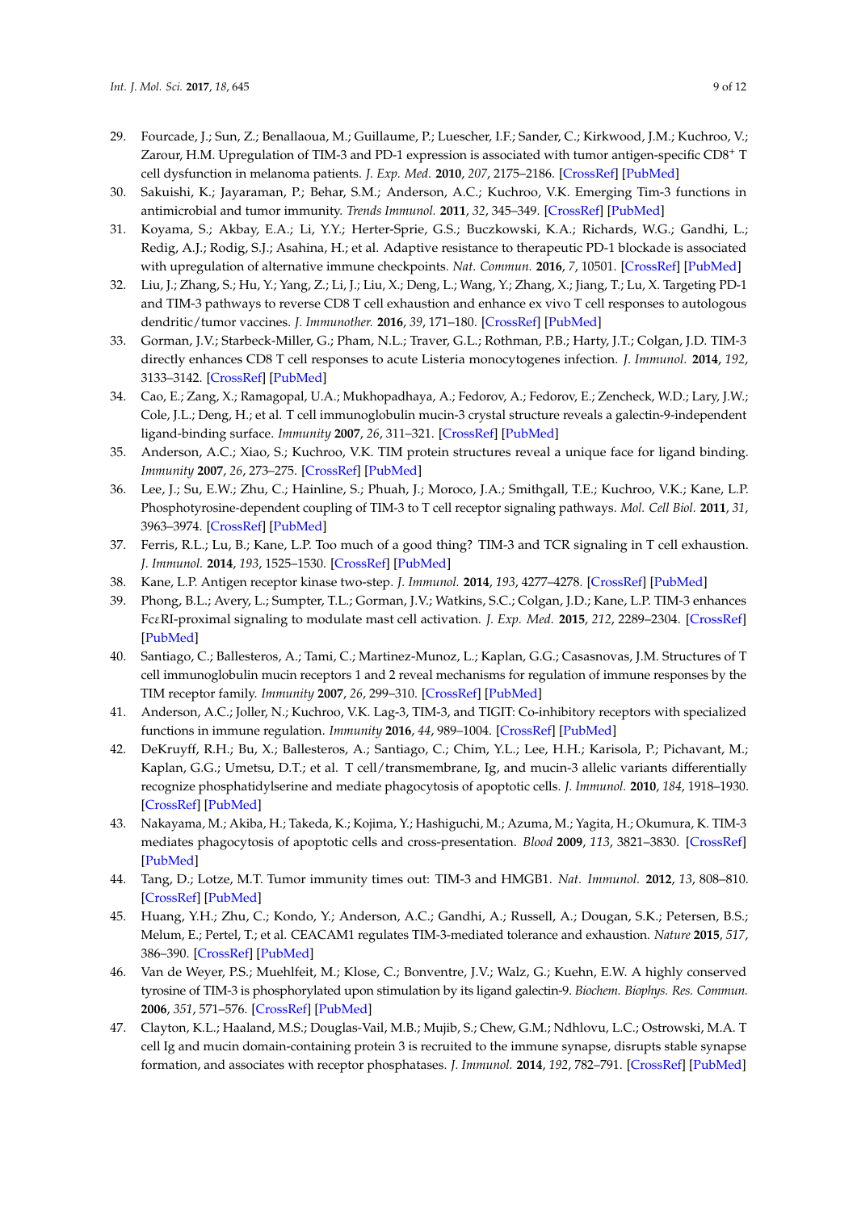29. Fourcade, J.; Sun, Z.; Benallaoua, M.; Guillaume, P.; Luescher, I.F.; Sander, C.; Kirkwood, J.M.; Kuchroo, V.; Zarour, H.M. Upregulation of TIM-3 and PD-1 expression is associated with tumor antigen-specific CD8$^+$ T cell dysfunction in melanoma patients. *J. Exp. Med.* **2010**, *207*, 2175–2186. [CrossRef] [PubMed]
30. Sakuishi, K.; Jayaraman, P.; Behar, S.M.; Anderson, A.C.; Kuchroo, V.K. Emerging Tim-3 functions in antimicrobial and tumor immunity. *Trends Immunol.* **2011**, *32*, 345–349. [CrossRef] [PubMed]
31. Koyama, S.; Akbay, E.A.; Li, Y.Y.; Herter-Sprie, G.S.; Buczkowski, K.A.; Richards, W.G.; Gandhi, L.; Redig, A.J.; Rodig, S.J.; Asahina, H.; et al. Adaptive resistance to therapeutic PD-1 blockade is associated with upregulation of alternative immune checkpoints. *Nat. Commun.* **2016**, *7*, 10501. [CrossRef] [PubMed]
32. Liu, J.; Zhang, S.; Hu, Y.; Yang, Z.; Li, J.; Liu, X.; Deng, L.; Wang, Y.; Zhang, X.; Jiang, T.; Lu, X. Targeting PD-1 and TIM-3 pathways to reverse CD8 T cell exhaustion and enhance ex vivo T cell responses to autologous dendritic/tumor vaccines. *J. Immunother.* **2016**, *39*, 171–180. [CrossRef] [PubMed]
33. Gorman, J.V.; Starbeck-Miller, G.; Pham, N.L.; Traver, G.L.; Rothman, P.B.; Harty, J.T.; Colgan, J.D. TIM-3 directly enhances CD8 T cell responses to acute Listeria monocytogenes infection. *J. Immunol.* **2014**, *192*, 3133–3142. [CrossRef] [PubMed]
34. Cao, E.; Zang, X.; Ramagopal, U.A.; Mukhopadhaya, A.; Fedorov, A.; Fedorov, E.; Zencheck, W.D.; Lary, J.W.; Cole, J.L.; Deng, H.; et al. T cell immunoglobulin mucin-3 crystal structure reveals a galectin-9-independent ligand-binding surface. *Immunity* **2007**, *26*, 311–321. [CrossRef] [PubMed]
35. Anderson, A.C.; Xiao, S.; Kuchroo, V.K. TIM protein structures reveal a unique face for ligand binding. *Immunity* **2007**, *26*, 273–275. [CrossRef] [PubMed]
36. Lee, J.; Su, E.W.; Zhu, C.; Hainline, S.; Phuah, J.; Moroco, J.A.; Smithgall, T.E.; Kuchroo, V.K.; Kane, L.P. Phosphotyrosine-dependent coupling of TIM-3 to T cell receptor signaling pathways. *Mol. Cell Biol.* **2011**, *31*, 3963–3974. [CrossRef] [PubMed]
37. Ferris, R.L.; Lu, B.; Kane, L.P. Too much of a good thing? TIM-3 and TCR signaling in T cell exhaustion. *J. Immunol.* **2014**, *193*, 1525–1530. [CrossRef] [PubMed]
38. Kane, L.P. Antigen receptor kinase two-step. *J. Immunol.* **2014**, *193*, 4277–4278. [CrossRef] [PubMed]
39. Phong, B.L.; Avery, L.; Sumpter, T.L.; Gorman, J.V.; Watkins, S.C.; Colgan, J.D.; Kane, L.P. TIM-3 enhances FcεRI-proximal signaling to modulate mast cell activation. *J. Exp. Med.* **2015**, *212*, 2289–2304. [CrossRef] [PubMed]
40. Santiago, C.; Ballesteros, A.; Tami, C.; Martinez-Munoz, L.; Kaplan, G.G.; Casasnovas, J.M. Structures of T cell immunoglobulin mucin receptors 1 and 2 reveal mechanisms for regulation of immune responses by the TIM receptor family. *Immunity* **2007**, *26*, 299–310. [CrossRef] [PubMed]
41. Anderson, A.C.; Joller, N.; Kuchroo, V.K. Lag-3, TIM-3, and TIGIT: Co-inhibitory receptors with specialized functions in immune regulation. *Immunity* **2016**, *44*, 989–1004. [CrossRef] [PubMed]
42. DeKruyff, R.H.; Bu, X.; Ballesteros, A.; Santiago, C.; Chim, Y.L.; Lee, H.H.; Karisola, P.; Pichavant, M.; Kaplan, G.G.; Umetsu, D.T.; et al. T cell/transmembrane, Ig, and mucin-3 allelic variants differentially recognize phosphatidylserine and mediate phagocytosis of apoptotic cells. *J. Immunol.* **2010**, *184*, 1918–1930. [CrossRef] [PubMed]
43. Nakayama, M.; Akiba, H.; Takeda, K.; Kojima, Y.; Hashiguchi, M.; Azuma, M.; Yagita, H.; Okumura, K. TIM-3 mediates phagocytosis of apoptotic cells and cross-presentation. *Blood* **2009**, *113*, 3821–3830. [CrossRef] [PubMed]
44. Tang, D.; Lotze, M.T. Tumor immunity times out: TIM-3 and HMGB1. *Nat. Immunol.* **2012**, *13*, 808–810. [CrossRef] [PubMed]
45. Huang, Y.H.; Zhu, C.; Kondo, Y.; Anderson, A.C.; Gandhi, A.; Russell, A.; Dougan, S.K.; Petersen, B.S.; Melum, E.; Pertel, T.; et al. CEACAM1 regulates TIM-3-mediated tolerance and exhaustion. *Nature* **2015**, *517*, 386–390. [CrossRef] [PubMed]
46. Van de Weyer, P.S.; Muehlfeit, M.; Klose, C.; Bonventre, J.V.; Walz, G.; Kuehn, E.W. A highly conserved tyrosine of TIM-3 is phosphorylated upon stimulation by its ligand galectin-9. *Biochem. Biophys. Res. Commun.* **2006**, *351*, 571–576. [CrossRef] [PubMed]
47. Clayton, K.L.; Haaland, M.S.; Douglas-Vail, M.B.; Mujib, S.; Chew, G.M.; Ndhlovu, L.C.; Ostrowski, M.A. T cell Ig and mucin domain-containing protein 3 is recruited to the immune synapse, disrupts stable synapse formation, and associates with receptor phosphatases. *J. Immunol.* **2014**, *192*, 782–791. [CrossRef] [PubMed]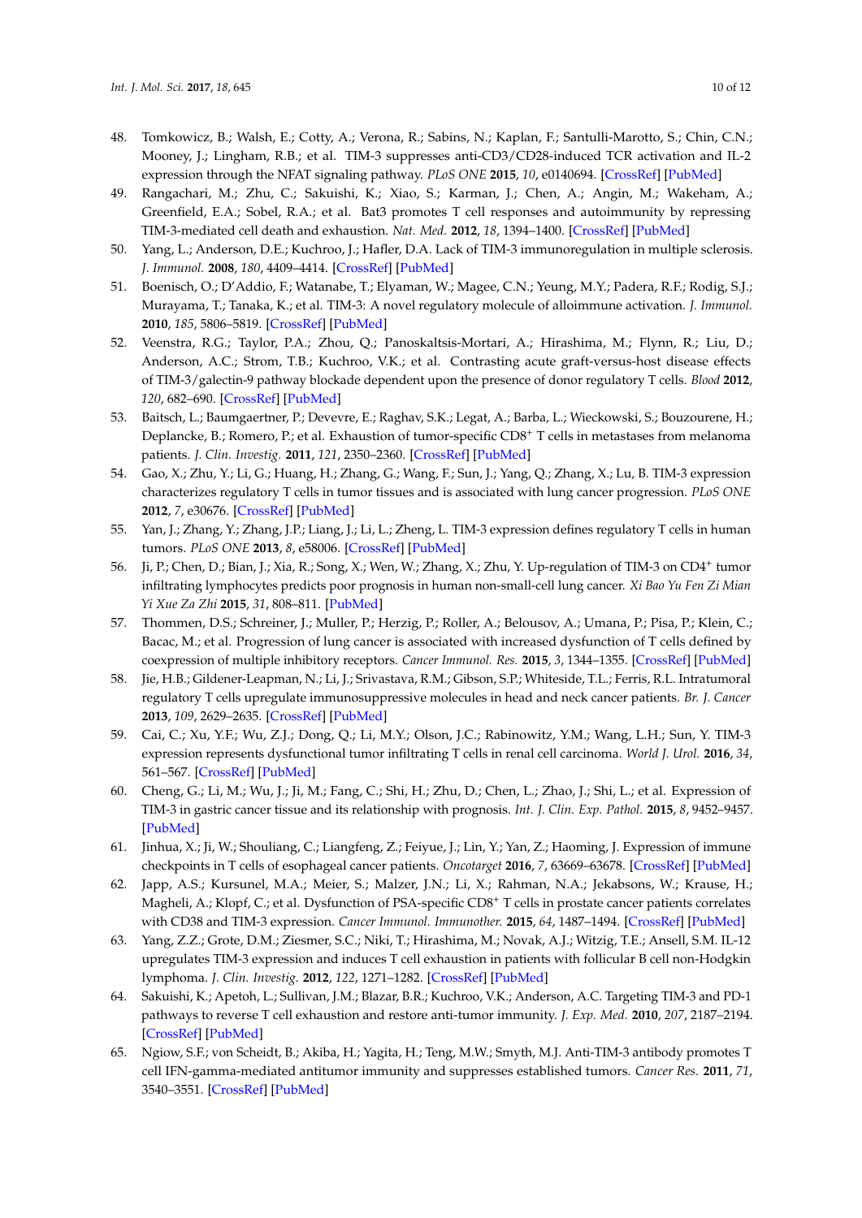48. Tomkowicz, B.; Walsh, E.; Cotty, A.; Verona, R.; Sabins, N.; Kaplan, F.; Santulli-Marotto, S.; Chin, C.N.; Mooney, J.; Lingham, R.B.; et al. TIM-3 suppresses anti-CD3/CD28-induced TCR activation and IL-2 expression through the NFAT signaling pathway. *PLoS ONE* **2015**, *10*, e0140694. [CrossRef] [PubMed]
49. Rangachari, M.; Zhu, C.; Sakuishi, K.; Xiao, S.; Karman, J.; Chen, A.; Angin, M.; Wakeham, A.; Greenfield, E.A.; Sobel, R.A.; et al. Bat3 promotes T cell responses and autoimmunity by repressing TIM-3-mediated cell death and exhaustion. *Nat. Med.* **2012**, *18*, 1394–1400. [CrossRef] [PubMed]
50. Yang, L.; Anderson, D.E.; Kuchroo, J.; Hafler, D.A. Lack of TIM-3 immunoregulation in multiple sclerosis. *J. Immunol.* **2008**, *180*, 4409–4414. [CrossRef] [PubMed]
51. Boenisch, O.; D'Addio, F.; Watanabe, T.; Elyaman, W.; Magee, C.N.; Yeung, M.Y.; Padera, R.F.; Rodig, S.J.; Murayama, T.; Tanaka, K.; et al. TIM-3: A novel regulatory molecule of alloimmune activation. *J. Immunol.* **2010**, *185*, 5806–5819. [CrossRef] [PubMed]
52. Veenstra, R.G.; Taylor, P.A.; Zhou, Q.; Panoskaltsis-Mortari, A.; Hirashima, M.; Flynn, R.; Liu, D.; Anderson, A.C.; Strom, T.B.; Kuchroo, V.K.; et al. Contrasting acute graft-versus-host disease effects of TIM-3/galectin-9 pathway blockade dependent upon the presence of donor regulatory T cells. *Blood* **2012**, *120*, 682–690. [CrossRef] [PubMed]
53. Baitsch, L.; Baumgaertner, P.; Devevre, E.; Raghav, S.K.; Legat, A.; Barba, L.; Wieckowski, S.; Bouzourene, H.; Deplancke, B.; Romero, P.; et al. Exhaustion of tumor-specific $CD8^+$ T cells in metastases from melanoma patients. *J. Clin. Investig.* **2011**, *121*, 2350–2360. [CrossRef] [PubMed]
54. Gao, X.; Zhu, Y.; Li, G.; Huang, H.; Zhang, G.; Wang, F.; Sun, J.; Yang, Q.; Zhang, X.; Lu, B. TIM-3 expression characterizes regulatory T cells in tumor tissues and is associated with lung cancer progression. *PLoS ONE* **2012**, *7*, e30676. [CrossRef] [PubMed]
55. Yan, J.; Zhang, Y.; Zhang, J.P.; Liang, J.; Li, L.; Zheng, L. TIM-3 expression defines regulatory T cells in human tumors. *PLoS ONE* **2013**, *8*, e58006. [CrossRef] [PubMed]
56. Ji, P.; Chen, D.; Bian, J.; Xia, R.; Song, X.; Wen, W.; Zhang, X.; Zhu, Y. Up-regulation of TIM-3 on $CD4^+$ tumor infiltrating lymphocytes predicts poor prognosis in human non-small-cell lung cancer. *Xi Bao Yu Fen Zi Mian Yi Xue Za Zhi* **2015**, *31*, 808–811. [PubMed]
57. Thommen, D.S.; Schreiner, J.; Muller, P.; Herzig, P.; Roller, A.; Belousov, A.; Umana, P.; Pisa, P.; Klein, C.; Bacac, M.; et al. Progression of lung cancer is associated with increased dysfunction of T cells defined by coexpression of multiple inhibitory receptors. *Cancer Immunol. Res.* **2015**, *3*, 1344–1355. [CrossRef] [PubMed]
58. Jie, H.B.; Gildener-Leapman, N.; Li, J.; Srivastava, R.M.; Gibson, S.P.; Whiteside, T.L.; Ferris, R.L. Intratumoral regulatory T cells upregulate immunosuppressive molecules in head and neck cancer patients. *Br. J. Cancer* **2013**, *109*, 2629–2635. [CrossRef] [PubMed]
59. Cai, C.; Xu, Y.F.; Wu, Z.J.; Dong, Q.; Li, M.Y.; Olson, J.C.; Rabinowitz, Y.M.; Wang, L.H.; Sun, Y. TIM-3 expression represents dysfunctional tumor infiltrating T cells in renal cell carcinoma. *World J. Urol.* **2016**, *34*, 561–567. [CrossRef] [PubMed]
60. Cheng, G.; Li, M.; Wu, J.; Ji, M.; Fang, C.; Shi, H.; Zhu, D.; Chen, L.; Zhao, J.; Shi, L.; et al. Expression of TIM-3 in gastric cancer tissue and its relationship with prognosis. *Int. J. Clin. Exp. Pathol.* **2015**, *8*, 9452–9457. [PubMed]
61. Jinhua, X.; Ji, W.; Shouliang, C.; Liangfeng, Z.; Feiyue, J.; Lin, Y.; Yan, Z.; Haoming, J. Expression of immune checkpoints in T cells of esophageal cancer patients. *Oncotarget* **2016**, *7*, 63669–63678. [CrossRef] [PubMed]
62. Japp, A.S.; Kursunel, M.A.; Meier, S.; Malzer, J.N.; Li, X.; Rahman, N.A.; Jekabsons, W.; Krause, H.; Magheli, A.; Klopf, C.; et al. Dysfunction of PSA-specific $CD8^+$ T cells in prostate cancer patients correlates with CD38 and TIM-3 expression. *Cancer Immunol. Immunother.* **2015**, *64*, 1487–1494. [CrossRef] [PubMed]
63. Yang, Z.Z.; Grote, D.M.; Ziesmer, S.C.; Niki, T.; Hirashima, M.; Novak, A.J.; Witzig, T.E.; Ansell, S.M. IL-12 upregulates TIM-3 expression and induces T cell exhaustion in patients with follicular B cell non-Hodgkin lymphoma. *J. Clin. Investig.* **2012**, *122*, 1271–1282. [CrossRef] [PubMed]
64. Sakuishi, K.; Apetoh, L.; Sullivan, J.M.; Blazar, B.R.; Kuchroo, V.K.; Anderson, A.C. Targeting TIM-3 and PD-1 pathways to reverse T cell exhaustion and restore anti-tumor immunity. *J. Exp. Med.* **2010**, *207*, 2187–2194. [CrossRef] [PubMed]
65. Ngiow, S.F.; von Scheidt, B.; Akiba, H.; Yagita, H.; Teng, M.W.; Smyth, M.J. Anti-TIM-3 antibody promotes T cell IFN-gamma-mediated antitumor immunity and suppresses established tumors. *Cancer Res.* **2011**, *71*, 3540–3551. [CrossRef] [PubMed]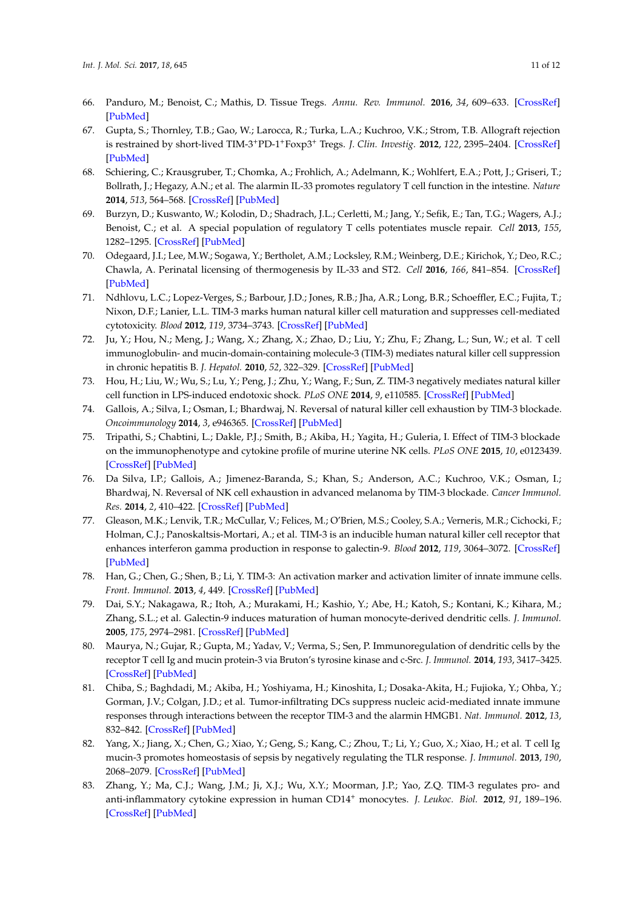66. Panduro, M.; Benoist, C.; Mathis, D. Tissue Tregs. *Annu. Rev. Immunol.* **2016**, *34*, 609–633. [CrossRef] [PubMed]
67. Gupta, S.; Thornley, T.B.; Gao, W.; Larocca, R.; Turka, L.A.; Kuchroo, V.K.; Strom, T.B. Allograft rejection is restrained by short-lived TIM-3$^+$PD-1$^+$Foxp3$^+$ Tregs. *J. Clin. Investig.* **2012**, *122*, 2395–2404. [CrossRef] [PubMed]
68. Schiering, C.; Krausgruber, T.; Chomka, A.; Frohlich, A.; Adelmann, K.; Wohlfert, E.A.; Pott, J.; Griseri, T.; Bollrath, J.; Hegazy, A.N.; et al. The alarmin IL-33 promotes regulatory T cell function in the intestine. *Nature* **2014**, *513*, 564–568. [CrossRef] [PubMed]
69. Burzyn, D.; Kuswanto, W.; Kolodin, D.; Shadrach, J.L.; Cerletti, M.; Jang, Y.; Sefik, E.; Tan, T.G.; Wagers, A.J.; Benoist, C.; et al. A special population of regulatory T cells potentiates muscle repair. *Cell* **2013**, *155*, 1282–1295. [CrossRef] [PubMed]
70. Odegaard, J.I.; Lee, M.W.; Sogawa, Y.; Bertholet, A.M.; Locksley, R.M.; Weinberg, D.E.; Kirichok, Y.; Deo, R.C.; Chawla, A. Perinatal licensing of thermogenesis by IL-33 and ST2. *Cell* **2016**, *166*, 841–854. [CrossRef] [PubMed]
71. Ndhlovu, L.C.; Lopez-Verges, S.; Barbour, J.D.; Jones, R.B.; Jha, A.R.; Long, B.R.; Schoeffler, E.C.; Fujita, T.; Nixon, D.F.; Lanier, L.L. TIM-3 marks human natural killer cell maturation and suppresses cell-mediated cytotoxicity. *Blood* **2012**, *119*, 3734–3743. [CrossRef] [PubMed]
72. Ju, Y.; Hou, N.; Meng, J.; Wang, X.; Zhang, X.; Zhao, D.; Liu, Y.; Zhu, F.; Zhang, L.; Sun, W.; et al. T cell immunoglobulin- and mucin-domain-containing molecule-3 (TIM-3) mediates natural killer cell suppression in chronic hepatitis B. *J. Hepatol.* **2010**, *52*, 322–329. [CrossRef] [PubMed]
73. Hou, H.; Liu, W.; Wu, S.; Lu, Y.; Peng, J.; Zhu, Y.; Wang, F.; Sun, Z. TIM-3 negatively mediates natural killer cell function in LPS-induced endotoxic shock. *PLoS ONE* **2014**, *9*, e110585. [CrossRef] [PubMed]
74. Gallois, A.; Silva, I.; Osman, I.; Bhardwaj, N. Reversal of natural killer cell exhaustion by TIM-3 blockade. *Oncoimmunology* **2014**, *3*, e946365. [CrossRef] [PubMed]
75. Tripathi, S.; Chabtini, L.; Dakle, P.J.; Smith, B.; Akiba, H.; Yagita, H.; Guleria, I. Effect of TIM-3 blockade on the immunophenotype and cytokine profile of murine uterine NK cells. *PLoS ONE* **2015**, *10*, e0123439. [CrossRef] [PubMed]
76. Da Silva, I.P.; Gallois, A.; Jimenez-Baranda, S.; Khan, S.; Anderson, A.C.; Kuchroo, V.K.; Osman, I.; Bhardwaj, N. Reversal of NK cell exhaustion in advanced melanoma by TIM-3 blockade. *Cancer Immunol. Res.* **2014**, *2*, 410–422. [CrossRef] [PubMed]
77. Gleason, M.K.; Lenvik, T.R.; McCullar, V.; Felices, M.; O'Brien, M.S.; Cooley, S.A.; Verneris, M.R.; Cichocki, F.; Holman, C.J.; Panoskaltsis-Mortari, A.; et al. TIM-3 is an inducible human natural killer cell receptor that enhances interferon gamma production in response to galectin-9. *Blood* **2012**, *119*, 3064–3072. [CrossRef] [PubMed]
78. Han, G.; Chen, G.; Shen, B.; Li, Y. TIM-3: An activation marker and activation limiter of innate immune cells. *Front. Immunol.* **2013**, *4*, 449. [CrossRef] [PubMed]
79. Dai, S.Y.; Nakagawa, R.; Itoh, A.; Murakami, H.; Kashio, Y.; Abe, H.; Katoh, S.; Kontani, K.; Kihara, M.; Zhang, S.L.; et al. Galectin-9 induces maturation of human monocyte-derived dendritic cells. *J. Immunol.* **2005**, *175*, 2974–2981. [CrossRef] [PubMed]
80. Maurya, N.; Gujar, R.; Gupta, M.; Yadav, V.; Verma, S.; Sen, P. Immunoregulation of dendritic cells by the receptor T cell Ig and mucin protein-3 via Bruton's tyrosine kinase and c-Src. *J. Immunol.* **2014**, *193*, 3417–3425. [CrossRef] [PubMed]
81. Chiba, S.; Baghdadi, M.; Akiba, H.; Yoshiyama, H.; Kinoshita, I.; Dosaka-Akita, H.; Fujioka, Y.; Ohba, Y.; Gorman, J.V.; Colgan, J.D.; et al. Tumor-infiltrating DCs suppress nucleic acid-mediated innate immune responses through interactions between the receptor TIM-3 and the alarmin HMGB1. *Nat. Immunol.* **2012**, *13*, 832–842. [CrossRef] [PubMed]
82. Yang, X.; Jiang, X.; Chen, G.; Xiao, Y.; Geng, S.; Kang, C.; Zhou, T.; Li, Y.; Guo, X.; Xiao, H.; et al. T cell Ig mucin-3 promotes homeostasis of sepsis by negatively regulating the TLR response. *J. Immunol.* **2013**, *190*, 2068–2079. [CrossRef] [PubMed]
83. Zhang, Y.; Ma, C.J.; Wang, J.M.; Ji, X.J.; Wu, X.Y.; Moorman, J.P.; Yao, Z.Q. TIM-3 regulates pro- and anti-inflammatory cytokine expression in human CD14$^+$ monocytes. *J. Leukoc. Biol.* **2012**, *91*, 189–196. [CrossRef] [PubMed]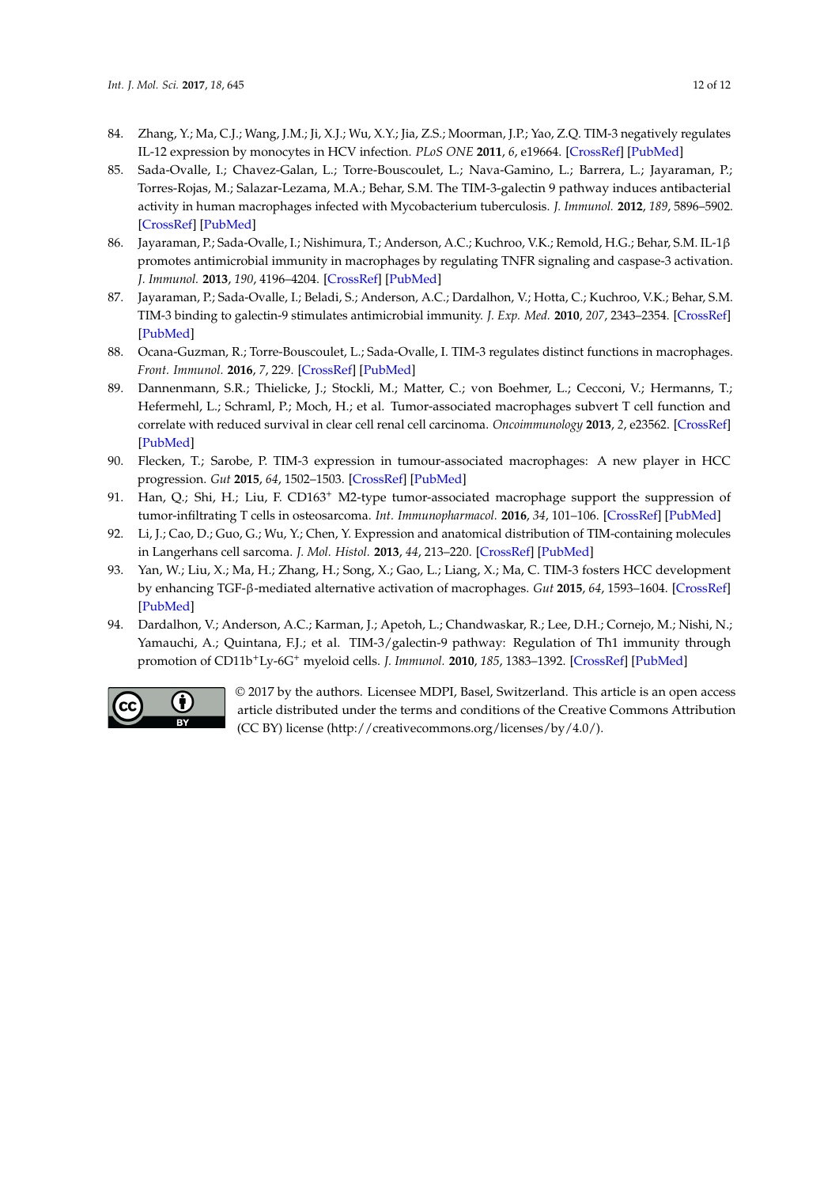84. Zhang, Y.; Ma, C.J.; Wang, J.M.; Ji, X.J.; Wu, X.Y.; Jia, Z.S.; Moorman, J.P.; Yao, Z.Q. TIM-3 negatively regulates IL-12 expression by monocytes in HCV infection. *PLoS ONE* **2011**, *6*, e19664. [CrossRef] [PubMed]
85. Sada-Ovalle, I.; Chavez-Galan, L.; Torre-Bouscoulet, L.; Nava-Gamino, L.; Barrera, L.; Jayaraman, P.; Torres-Rojas, M.; Salazar-Lezama, M.A.; Behar, S.M. The TIM-3-galectin 9 pathway induces antibacterial activity in human macrophages infected with Mycobacterium tuberculosis. *J. Immunol.* **2012**, *189*, 5896–5902. [CrossRef] [PubMed]
86. Jayaraman, P.; Sada-Ovalle, I.; Nishimura, T.; Anderson, A.C.; Kuchroo, V.K.; Remold, H.G.; Behar, S.M. IL-1β promotes antimicrobial immunity in macrophages by regulating TNFR signaling and caspase-3 activation. *J. Immunol.* **2013**, *190*, 4196–4204. [CrossRef] [PubMed]
87. Jayaraman, P.; Sada-Ovalle, I.; Beladi, S.; Anderson, A.C.; Dardalhon, V.; Hotta, C.; Kuchroo, V.K.; Behar, S.M. TIM-3 binding to galectin-9 stimulates antimicrobial immunity. *J. Exp. Med.* **2010**, *207*, 2343–2354. [CrossRef] [PubMed]
88. Ocana-Guzman, R.; Torre-Bouscoulet, L.; Sada-Ovalle, I. TIM-3 regulates distinct functions in macrophages. *Front. Immunol.* **2016**, *7*, 229. [CrossRef] [PubMed]
89. Dannenmann, S.R.; Thielicke, J.; Stockli, M.; Matter, C.; von Boehmer, L.; Cecconi, V.; Hermanns, T.; Hefermehl, L.; Schraml, P.; Moch, H.; et al. Tumor-associated macrophages subvert T cell function and correlate with reduced survival in clear cell renal cell carcinoma. *Oncoimmunology* **2013**, *2*, e23562. [CrossRef] [PubMed]
90. Flecken, T.; Sarobe, P. TIM-3 expression in tumour-associated macrophages: A new player in HCC progression. *Gut* **2015**, *64*, 1502–1503. [CrossRef] [PubMed]
91. Han, Q.; Shi, H.; Liu, F. CD163$^{+}$ M2-type tumor-associated macrophage support the suppression of tumor-infiltrating T cells in osteosarcoma. *Int. Immunopharmacol.* **2016**, *34*, 101–106. [CrossRef] [PubMed]
92. Li, J.; Cao, D.; Guo, G.; Wu, Y.; Chen, Y. Expression and anatomical distribution of TIM-containing molecules in Langerhans cell sarcoma. *J. Mol. Histol.* **2013**, *44*, 213–220. [CrossRef] [PubMed]
93. Yan, W.; Liu, X.; Ma, H.; Zhang, H.; Song, X.; Gao, L.; Liang, X.; Ma, C. TIM-3 fosters HCC development by enhancing TGF-β-mediated alternative activation of macrophages. *Gut* **2015**, *64*, 1593–1604. [CrossRef] [PubMed]
94. Dardalhon, V.; Anderson, A.C.; Karman, J.; Apetoh, L.; Chandwaskar, R.; Lee, D.H.; Cornejo, M.; Nishi, N.; Yamauchi, A.; Quintana, F.J.; et al. TIM-3/galectin-9 pathway: Regulation of Th1 immunity through promotion of CD11b$^{+}$Ly-6G$^{+}$ myeloid cells. *J. Immunol.* **2010**, *185*, 1383–1392. [CrossRef] [PubMed]

© 2017 by the authors. Licensee MDPI, Basel, Switzerland. This article is an open access article distributed under the terms and conditions of the Creative Commons Attribution (CC BY) license (http://creativecommons.org/licenses/by/4.0/).